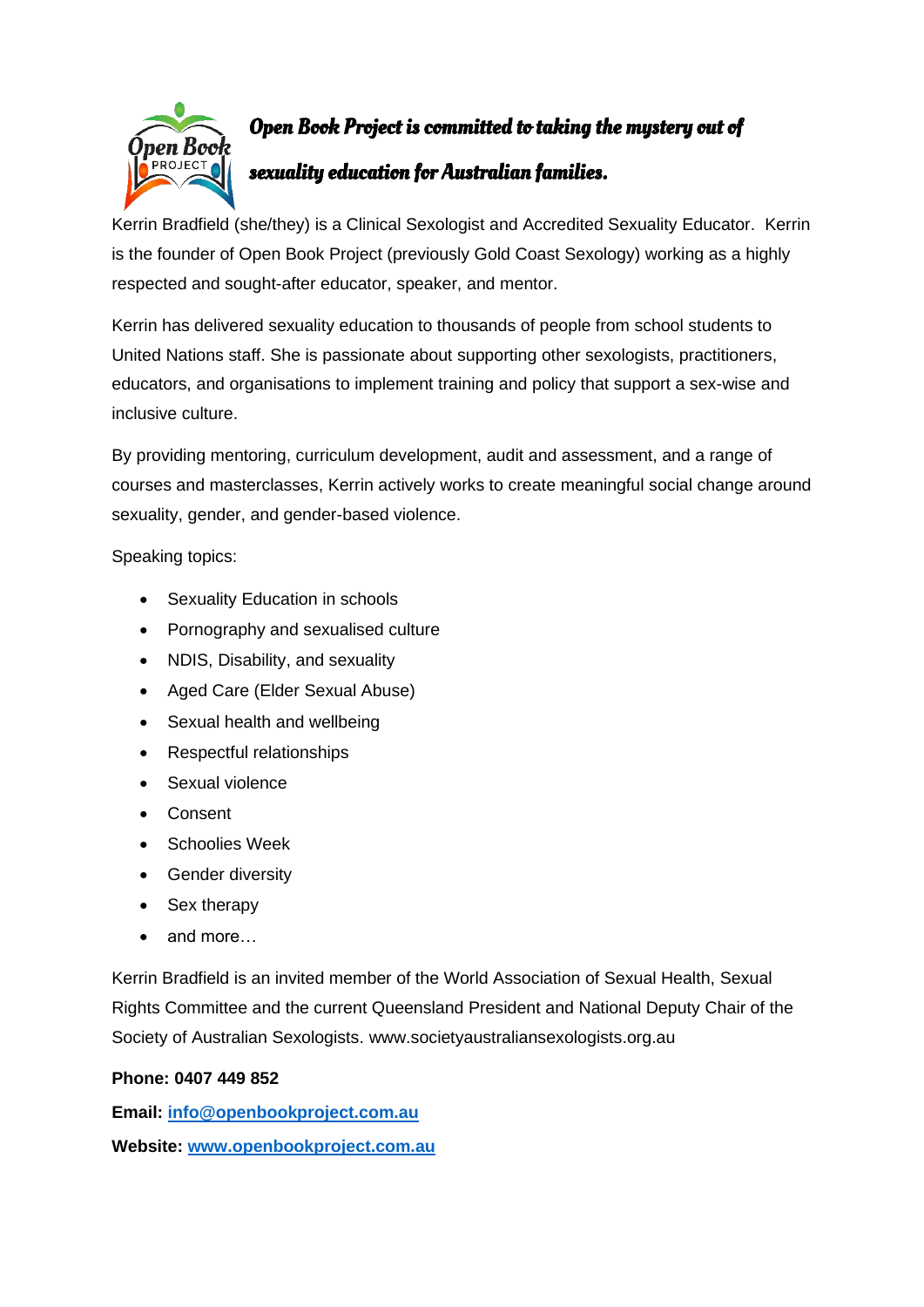# *Open Book Project is committed to taking the mystery out of sexuality education for Australian families.*

Kerrin Bradfield (she/they) is a Clinical Sexologist and Accredited Sexuality Educator. Kerrin is the founder of Open Book Project (previously Gold Coast Sexology) working as a highly respected and sought-after educator, speaker, and mentor.

Kerrin has delivered sexuality education to thousands of people from school students to United Nations staff. She is passionate about supporting other sexologists, practitioners, educators, and organisations to implement training and policy that support a sex-wise and inclusive culture.

By providing mentoring, curriculum development, audit and assessment, and a range of courses and masterclasses, Kerrin actively works to create meaningful social change around sexuality, gender, and gender-based violence.

Speaking topics:

- Sexuality Education in schools
- Pornography and sexualised culture
- NDIS, Disability, and sexuality
- Aged Care (Elder Sexual Abuse)
- Sexual health and wellbeing
- Respectful relationships
- Sexual violence
- Consent
- Schoolies Week
- Gender diversity
- Sex therapy
- and more…

Kerrin Bradfield is an invited member of the World Association of Sexual Health, Sexual Rights Committee and the current Queensland President and National Deputy Chair of the Society of Australian Sexologists. www.societyaustraliansexologists.org.au

**Phone: 0407 449 852**

**Email: [info@openbookproject.com.au](mailto:info@openbookproject.com.au)**

**Website: [www.openbookproject.com.au](http://www.openbookproject.com.au)**